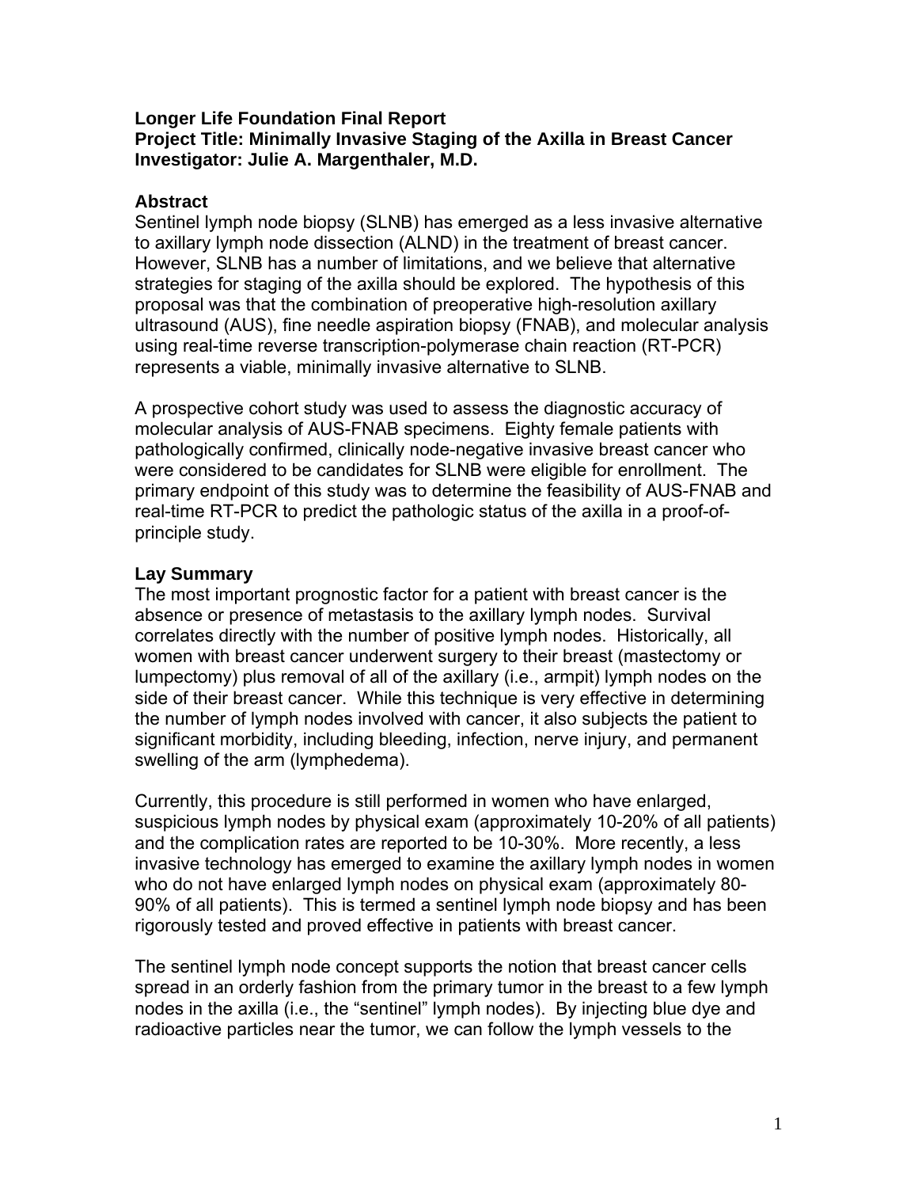**Longer Life Foundation Final Report**
**Project Title: Minimally Invasive Staging of the Axilla in Breast Cancer**
**Investigator: Julie A. Margenthaler, M.D.**

## Abstract

Sentinel lymph node biopsy (SLNB) has emerged as a less invasive alternative to axillary lymph node dissection (ALND) in the treatment of breast cancer. However, SLNB has a number of limitations, and we believe that alternative strategies for staging of the axilla should be explored. The hypothesis of this proposal was that the combination of preoperative high-resolution axillary ultrasound (AUS), fine needle aspiration biopsy (FNAB), and molecular analysis using real-time reverse transcription-polymerase chain reaction (RT-PCR) represents a viable, minimally invasive alternative to SLNB.

A prospective cohort study was used to assess the diagnostic accuracy of molecular analysis of AUS-FNAB specimens. Eighty female patients with pathologically confirmed, clinically node-negative invasive breast cancer who were considered to be candidates for SLNB were eligible for enrollment. The primary endpoint of this study was to determine the feasibility of AUS-FNAB and real-time RT-PCR to predict the pathologic status of the axilla in a proof-of-principle study.

## Lay Summary

The most important prognostic factor for a patient with breast cancer is the absence or presence of metastasis to the axillary lymph nodes. Survival correlates directly with the number of positive lymph nodes. Historically, all women with breast cancer underwent surgery to their breast (mastectomy or lumpectomy) plus removal of all of the axillary (i.e., armpit) lymph nodes on the side of their breast cancer. While this technique is very effective in determining the number of lymph nodes involved with cancer, it also subjects the patient to significant morbidity, including bleeding, infection, nerve injury, and permanent swelling of the arm (lymphedema).

Currently, this procedure is still performed in women who have enlarged, suspicious lymph nodes by physical exam (approximately 10-20% of all patients) and the complication rates are reported to be 10-30%. More recently, a less invasive technology has emerged to examine the axillary lymph nodes in women who do not have enlarged lymph nodes on physical exam (approximately 80-90% of all patients). This is termed a sentinel lymph node biopsy and has been rigorously tested and proved effective in patients with breast cancer.

The sentinel lymph node concept supports the notion that breast cancer cells spread in an orderly fashion from the primary tumor in the breast to a few lymph nodes in the axilla (i.e., the "sentinel" lymph nodes). By injecting blue dye and radioactive particles near the tumor, we can follow the lymph vessels to the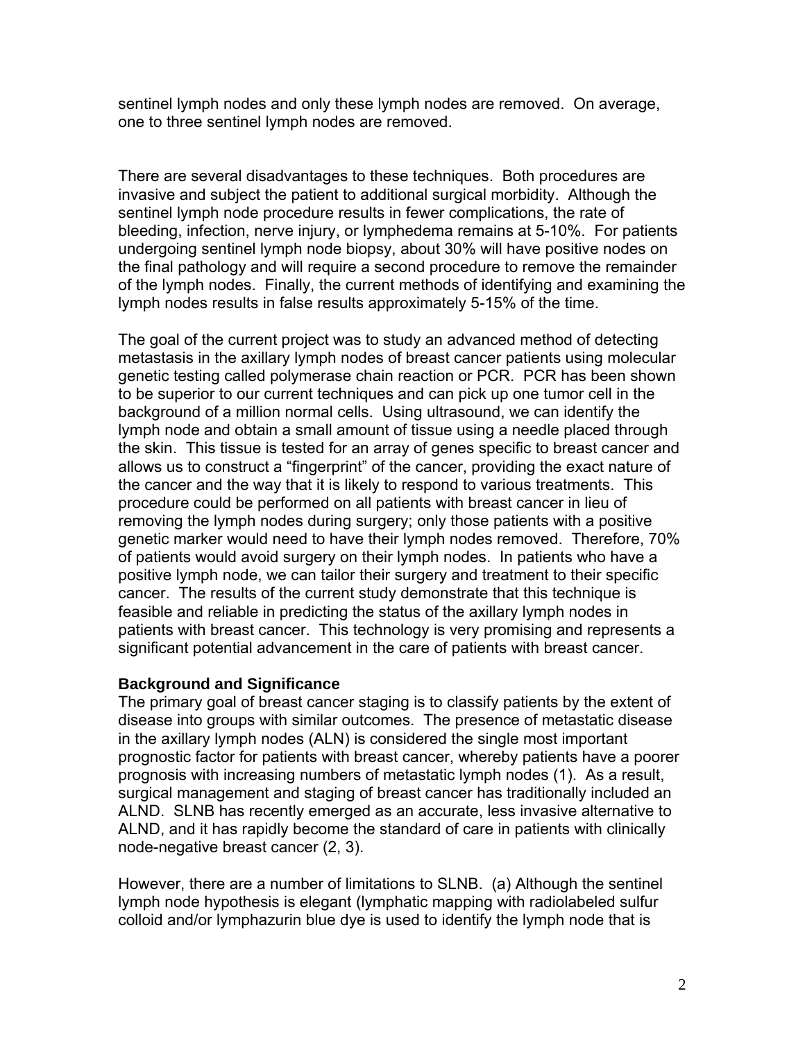sentinel lymph nodes and only these lymph nodes are removed. On average, one to three sentinel lymph nodes are removed.

There are several disadvantages to these techniques. Both procedures are invasive and subject the patient to additional surgical morbidity. Although the sentinel lymph node procedure results in fewer complications, the rate of bleeding, infection, nerve injury, or lymphedema remains at 5-10%. For patients undergoing sentinel lymph node biopsy, about 30% will have positive nodes on the final pathology and will require a second procedure to remove the remainder of the lymph nodes. Finally, the current methods of identifying and examining the lymph nodes results in false results approximately 5-15% of the time.

The goal of the current project was to study an advanced method of detecting metastasis in the axillary lymph nodes of breast cancer patients using molecular genetic testing called polymerase chain reaction or PCR. PCR has been shown to be superior to our current techniques and can pick up one tumor cell in the background of a million normal cells. Using ultrasound, we can identify the lymph node and obtain a small amount of tissue using a needle placed through the skin. This tissue is tested for an array of genes specific to breast cancer and allows us to construct a "fingerprint" of the cancer, providing the exact nature of the cancer and the way that it is likely to respond to various treatments. This procedure could be performed on all patients with breast cancer in lieu of removing the lymph nodes during surgery; only those patients with a positive genetic marker would need to have their lymph nodes removed. Therefore, 70% of patients would avoid surgery on their lymph nodes. In patients who have a positive lymph node, we can tailor their surgery and treatment to their specific cancer. The results of the current study demonstrate that this technique is feasible and reliable in predicting the status of the axillary lymph nodes in patients with breast cancer. This technology is very promising and represents a significant potential advancement in the care of patients with breast cancer.

**Background and Significance**

The primary goal of breast cancer staging is to classify patients by the extent of disease into groups with similar outcomes. The presence of metastatic disease in the axillary lymph nodes (ALN) is considered the single most important prognostic factor for patients with breast cancer, whereby patients have a poorer prognosis with increasing numbers of metastatic lymph nodes (1). As a result, surgical management and staging of breast cancer has traditionally included an ALND. SLNB has recently emerged as an accurate, less invasive alternative to ALND, and it has rapidly become the standard of care in patients with clinically node-negative breast cancer (2, 3).

However, there are a number of limitations to SLNB. (a) Although the sentinel lymph node hypothesis is elegant (lymphatic mapping with radiolabeled sulfur colloid and/or lymphazurin blue dye is used to identify the lymph node that is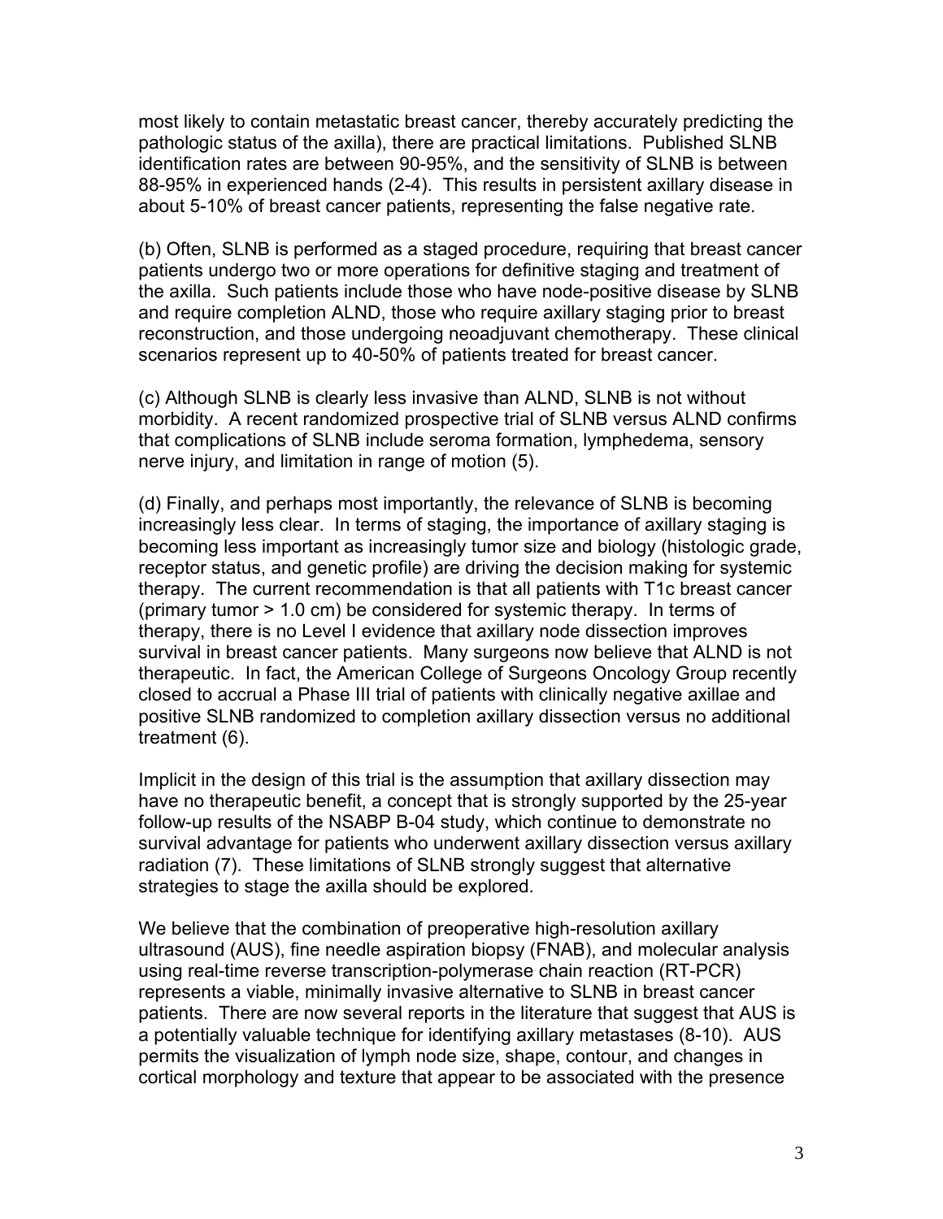most likely to contain metastatic breast cancer, thereby accurately predicting the pathologic status of the axilla), there are practical limitations. Published SLNB identification rates are between 90-95%, and the sensitivity of SLNB is between 88-95% in experienced hands (2-4). This results in persistent axillary disease in about 5-10% of breast cancer patients, representing the false negative rate.

(b) Often, SLNB is performed as a staged procedure, requiring that breast cancer patients undergo two or more operations for definitive staging and treatment of the axilla. Such patients include those who have node-positive disease by SLNB and require completion ALND, those who require axillary staging prior to breast reconstruction, and those undergoing neoadjuvant chemotherapy. These clinical scenarios represent up to 40-50% of patients treated for breast cancer.

(c) Although SLNB is clearly less invasive than ALND, SLNB is not without morbidity. A recent randomized prospective trial of SLNB versus ALND confirms that complications of SLNB include seroma formation, lymphedema, sensory nerve injury, and limitation in range of motion (5).

(d) Finally, and perhaps most importantly, the relevance of SLNB is becoming increasingly less clear. In terms of staging, the importance of axillary staging is becoming less important as increasingly tumor size and biology (histologic grade, receptor status, and genetic profile) are driving the decision making for systemic therapy. The current recommendation is that all patients with T1c breast cancer (primary tumor > 1.0 cm) be considered for systemic therapy. In terms of therapy, there is no Level I evidence that axillary node dissection improves survival in breast cancer patients. Many surgeons now believe that ALND is not therapeutic. In fact, the American College of Surgeons Oncology Group recently closed to accrual a Phase III trial of patients with clinically negative axillae and positive SLNB randomized to completion axillary dissection versus no additional treatment (6).

Implicit in the design of this trial is the assumption that axillary dissection may have no therapeutic benefit, a concept that is strongly supported by the 25-year follow-up results of the NSABP B-04 study, which continue to demonstrate no survival advantage for patients who underwent axillary dissection versus axillary radiation (7). These limitations of SLNB strongly suggest that alternative strategies to stage the axilla should be explored.

We believe that the combination of preoperative high-resolution axillary ultrasound (AUS), fine needle aspiration biopsy (FNAB), and molecular analysis using real-time reverse transcription-polymerase chain reaction (RT-PCR) represents a viable, minimally invasive alternative to SLNB in breast cancer patients. There are now several reports in the literature that suggest that AUS is a potentially valuable technique for identifying axillary metastases (8-10). AUS permits the visualization of lymph node size, shape, contour, and changes in cortical morphology and texture that appear to be associated with the presence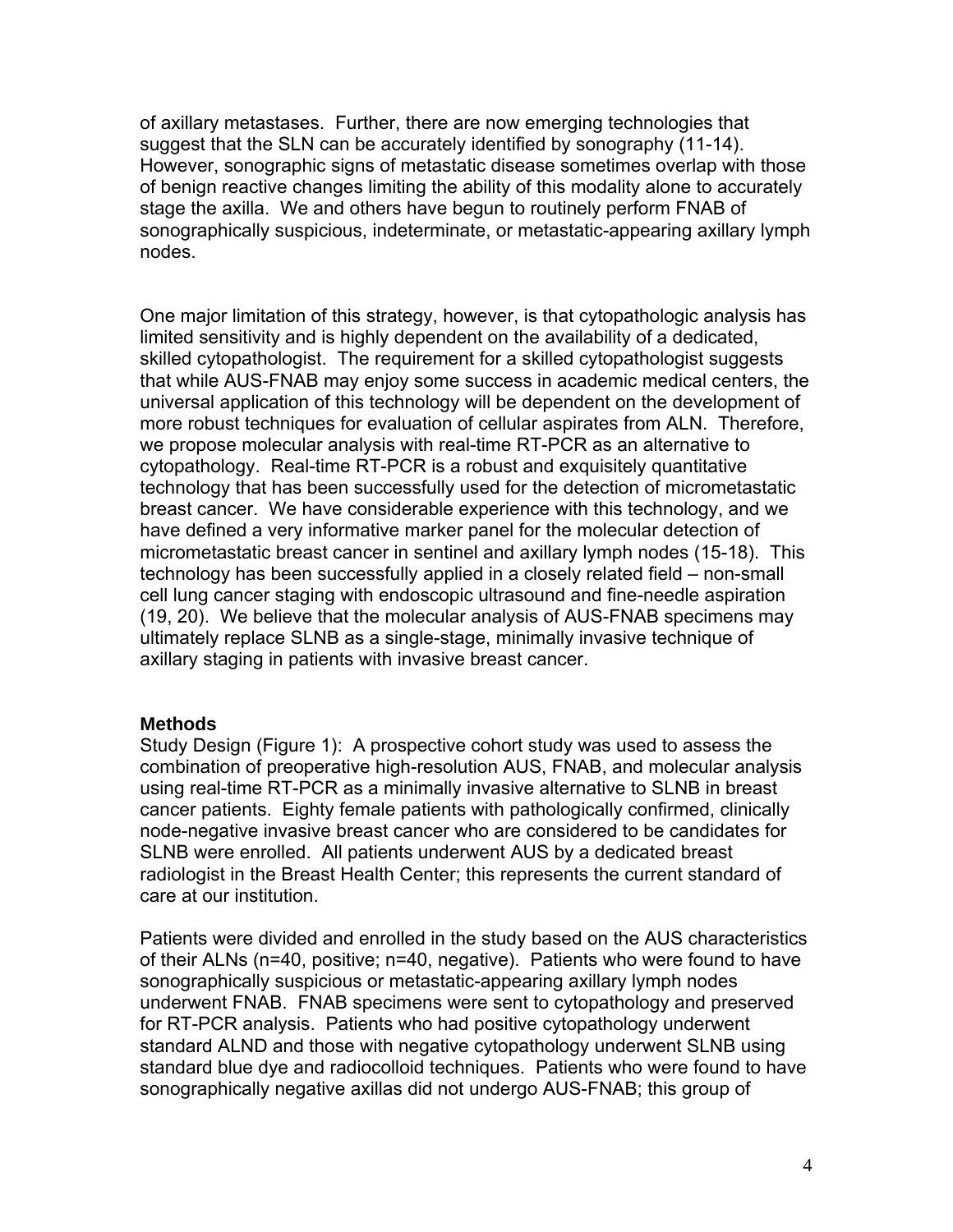of axillary metastases. Further, there are now emerging technologies that suggest that the SLN can be accurately identified by sonography (11-14). However, sonographic signs of metastatic disease sometimes overlap with those of benign reactive changes limiting the ability of this modality alone to accurately stage the axilla. We and others have begun to routinely perform FNAB of sonographically suspicious, indeterminate, or metastatic-appearing axillary lymph nodes.

One major limitation of this strategy, however, is that cytopathologic analysis has limited sensitivity and is highly dependent on the availability of a dedicated, skilled cytopathologist. The requirement for a skilled cytopathologist suggests that while AUS-FNAB may enjoy some success in academic medical centers, the universal application of this technology will be dependent on the development of more robust techniques for evaluation of cellular aspirates from ALN. Therefore, we propose molecular analysis with real-time RT-PCR as an alternative to cytopathology. Real-time RT-PCR is a robust and exquisitely quantitative technology that has been successfully used for the detection of micrometastatic breast cancer. We have considerable experience with this technology, and we have defined a very informative marker panel for the molecular detection of micrometastatic breast cancer in sentinel and axillary lymph nodes (15-18). This technology has been successfully applied in a closely related field – non-small cell lung cancer staging with endoscopic ultrasound and fine-needle aspiration (19, 20). We believe that the molecular analysis of AUS-FNAB specimens may ultimately replace SLNB as a single-stage, minimally invasive technique of axillary staging in patients with invasive breast cancer.

## Methods

Study Design (Figure 1): A prospective cohort study was used to assess the combination of preoperative high-resolution AUS, FNAB, and molecular analysis using real-time RT-PCR as a minimally invasive alternative to SLNB in breast cancer patients. Eighty female patients with pathologically confirmed, clinically node-negative invasive breast cancer who are considered to be candidates for SLNB were enrolled. All patients underwent AUS by a dedicated breast radiologist in the Breast Health Center; this represents the current standard of care at our institution.

Patients were divided and enrolled in the study based on the AUS characteristics of their ALNs (n=40, positive; n=40, negative). Patients who were found to have sonographically suspicious or metastatic-appearing axillary lymph nodes underwent FNAB. FNAB specimens were sent to cytopathology and preserved for RT-PCR analysis. Patients who had positive cytopathology underwent standard ALND and those with negative cytopathology underwent SLNB using standard blue dye and radiocolloid techniques. Patients who were found to have sonographically negative axillas did not undergo AUS-FNAB; this group of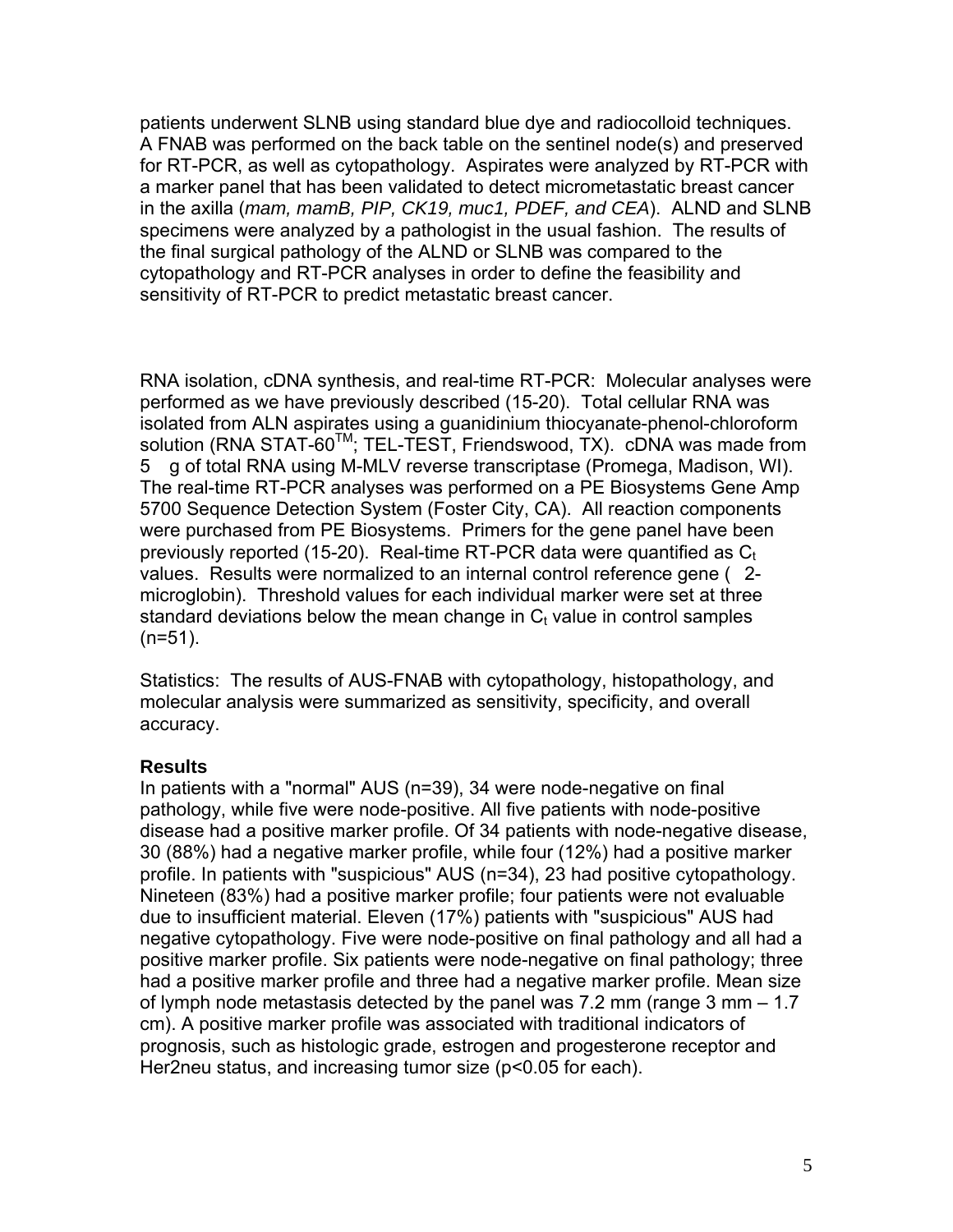patients underwent SLNB using standard blue dye and radiocolloid techniques. A FNAB was performed on the back table on the sentinel node(s) and preserved for RT-PCR, as well as cytopathology. Aspirates were analyzed by RT-PCR with a marker panel that has been validated to detect micrometastatic breast cancer in the axilla (*mam, mamB, PIP, CK19, muc1, PDEF, and CEA*). ALND and SLNB specimens were analyzed by a pathologist in the usual fashion. The results of the final surgical pathology of the ALND or SLNB was compared to the cytopathology and RT-PCR analyses in order to define the feasibility and sensitivity of RT-PCR to predict metastatic breast cancer.

RNA isolation, cDNA synthesis, and real-time RT-PCR: Molecular analyses were performed as we have previously described (15-20). Total cellular RNA was isolated from ALN aspirates using a guanidinium thiocyanate-phenol-chloroform solution (RNA STAT-60™; TEL-TEST, Friendswood, TX). cDNA was made from 5 g of total RNA using M-MLV reverse transcriptase (Promega, Madison, WI). The real-time RT-PCR analyses was performed on a PE Biosystems Gene Amp 5700 Sequence Detection System (Foster City, CA). All reaction components were purchased from PE Biosystems. Primers for the gene panel have been previously reported (15-20). Real-time RT-PCR data were quantified as $C_t$ values. Results were normalized to an internal control reference gene ( 2-microglobin). Threshold values for each individual marker were set at three standard deviations below the mean change in $C_t$ value in control samples (n=51).

Statistics: The results of AUS-FNAB with cytopathology, histopathology, and molecular analysis were summarized as sensitivity, specificity, and overall accuracy.

**Results**

In patients with a "normal" AUS (n=39), 34 were node-negative on final pathology, while five were node-positive. All five patients with node-positive disease had a positive marker profile. Of 34 patients with node-negative disease, 30 (88%) had a negative marker profile, while four (12%) had a positive marker profile. In patients with "suspicious" AUS (n=34), 23 had positive cytopathology. Nineteen (83%) had a positive marker profile; four patients were not evaluable due to insufficient material. Eleven (17%) patients with "suspicious" AUS had negative cytopathology. Five were node-positive on final pathology and all had a positive marker profile. Six patients were node-negative on final pathology; three had a positive marker profile and three had a negative marker profile. Mean size of lymph node metastasis detected by the panel was 7.2 mm (range 3 mm – 1.7 cm). A positive marker profile was associated with traditional indicators of prognosis, such as histologic grade, estrogen and progesterone receptor and Her2neu status, and increasing tumor size ($p<0.05$ for each).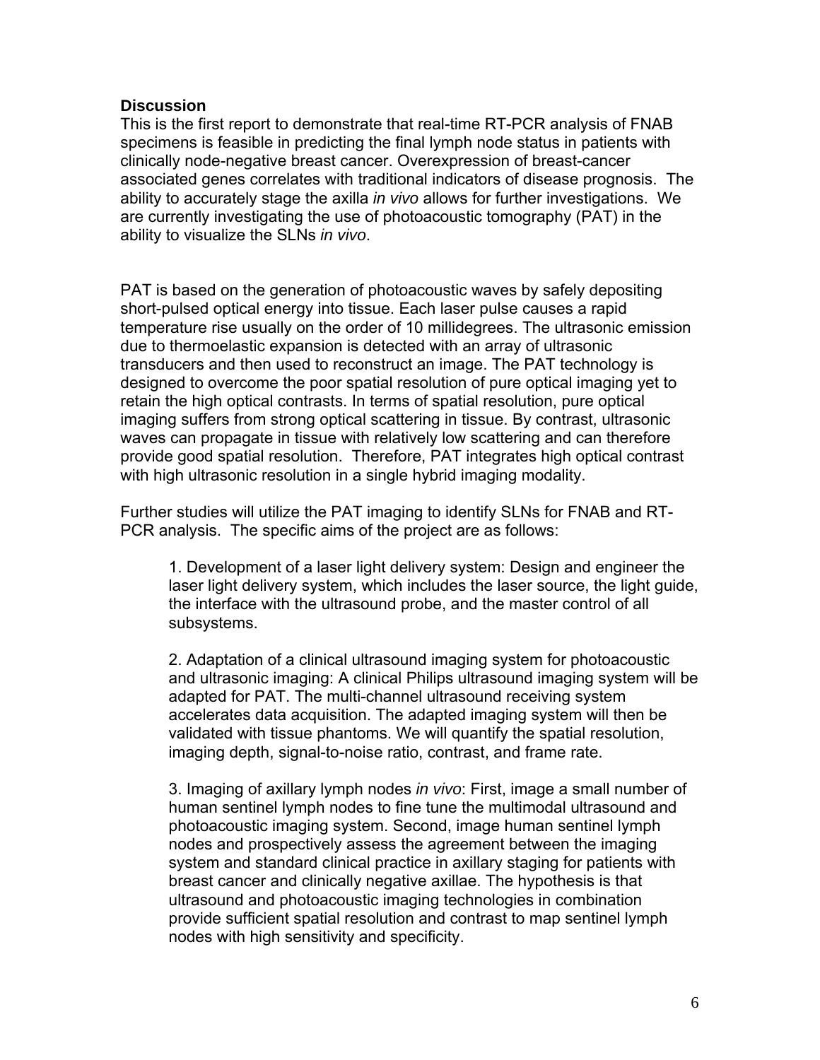## Discussion

This is the first report to demonstrate that real-time RT-PCR analysis of FNAB specimens is feasible in predicting the final lymph node status in patients with clinically node-negative breast cancer. Overexpression of breast-cancer associated genes correlates with traditional indicators of disease prognosis. The ability to accurately stage the axilla *in vivo* allows for further investigations. We are currently investigating the use of photoacoustic tomography (PAT) in the ability to visualize the SLNs *in vivo*.

PAT is based on the generation of photoacoustic waves by safely depositing short-pulsed optical energy into tissue. Each laser pulse causes a rapid temperature rise usually on the order of 10 millidegrees. The ultrasonic emission due to thermoelastic expansion is detected with an array of ultrasonic transducers and then used to reconstruct an image. The PAT technology is designed to overcome the poor spatial resolution of pure optical imaging yet to retain the high optical contrasts. In terms of spatial resolution, pure optical imaging suffers from strong optical scattering in tissue. By contrast, ultrasonic waves can propagate in tissue with relatively low scattering and can therefore provide good spatial resolution. Therefore, PAT integrates high optical contrast with high ultrasonic resolution in a single hybrid imaging modality.

Further studies will utilize the PAT imaging to identify SLNs for FNAB and RT-PCR analysis. The specific aims of the project are as follows:

1. Development of a laser light delivery system: Design and engineer the laser light delivery system, which includes the laser source, the light guide, the interface with the ultrasound probe, and the master control of all subsystems.

2. Adaptation of a clinical ultrasound imaging system for photoacoustic and ultrasonic imaging: A clinical Philips ultrasound imaging system will be adapted for PAT. The multi-channel ultrasound receiving system accelerates data acquisition. The adapted imaging system will then be validated with tissue phantoms. We will quantify the spatial resolution, imaging depth, signal-to-noise ratio, contrast, and frame rate.

3. Imaging of axillary lymph nodes *in vivo*: First, image a small number of human sentinel lymph nodes to fine tune the multimodal ultrasound and photoacoustic imaging system. Second, image human sentinel lymph nodes and prospectively assess the agreement between the imaging system and standard clinical practice in axillary staging for patients with breast cancer and clinically negative axillae. The hypothesis is that ultrasound and photoacoustic imaging technologies in combination provide sufficient spatial resolution and contrast to map sentinel lymph nodes with high sensitivity and specificity.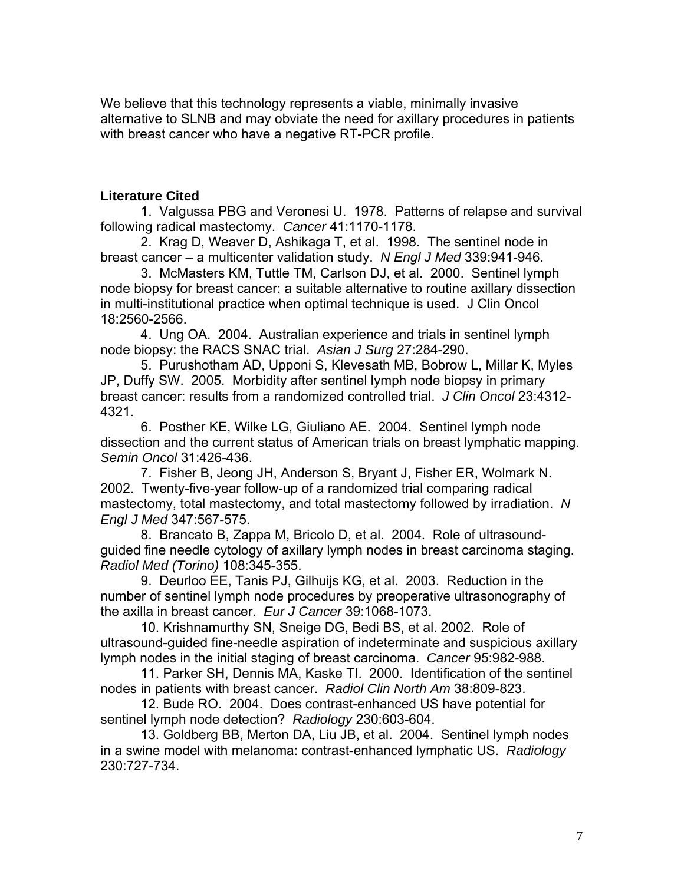We believe that this technology represents a viable, minimally invasive alternative to SLNB and may obviate the need for axillary procedures in patients with breast cancer who have a negative RT-PCR profile.

### Literature Cited

1. Valgussa PBG and Veronesi U. 1978. Patterns of relapse and survival following radical mastectomy. *Cancer* 41:1170-1178.
2. Krag D, Weaver D, Ashikaga T, et al. 1998. The sentinel node in breast cancer – a multicenter validation study. *N Engl J Med* 339:941-946.
3. McMasters KM, Tuttle TM, Carlson DJ, et al. 2000. Sentinel lymph node biopsy for breast cancer: a suitable alternative to routine axillary dissection in multi-institutional practice when optimal technique is used. J Clin Oncol 18:2560-2566.
4. Ung OA. 2004. Australian experience and trials in sentinel lymph node biopsy: the RACS SNAC trial. *Asian J Surg* 27:284-290.
5. Purushotham AD, Upponi S, Klevesath MB, Bobrow L, Millar K, Myles JP, Duffy SW. 2005. Morbidity after sentinel lymph node biopsy in primary breast cancer: results from a randomized controlled trial. *J Clin Oncol* 23:4312-4321.
6. Posther KE, Wilke LG, Giuliano AE. 2004. Sentinel lymph node dissection and the current status of American trials on breast lymphatic mapping. *Semin Oncol* 31:426-436.
7. Fisher B, Jeong JH, Anderson S, Bryant J, Fisher ER, Wolmark N. 2002. Twenty-five-year follow-up of a randomized trial comparing radical mastectomy, total mastectomy, and total mastectomy followed by irradiation. *N Engl J Med* 347:567-575.
8. Brancato B, Zappa M, Bricolo D, et al. 2004. Role of ultrasound-guided fine needle cytology of axillary lymph nodes in breast carcinoma staging. *Radiol Med (Torino)* 108:345-355.
9. Deurloo EE, Tanis PJ, Gilhuijs KG, et al. 2003. Reduction in the number of sentinel lymph node procedures by preoperative ultrasonography of the axilla in breast cancer. *Eur J Cancer* 39:1068-1073.
10. Krishnamurthy SN, Sneige DG, Bedi BS, et al. 2002. Role of ultrasound-guided fine-needle aspiration of indeterminate and suspicious axillary lymph nodes in the initial staging of breast carcinoma. *Cancer* 95:982-988.
11. Parker SH, Dennis MA, Kaske TI. 2000. Identification of the sentinel nodes in patients with breast cancer. *Radiol Clin North Am* 38:809-823.
12. Bude RO. 2004. Does contrast-enhanced US have potential for sentinel lymph node detection? *Radiology* 230:603-604.
13. Goldberg BB, Merton DA, Liu JB, et al. 2004. Sentinel lymph nodes in a swine model with melanoma: contrast-enhanced lymphatic US. *Radiology* 230:727-734.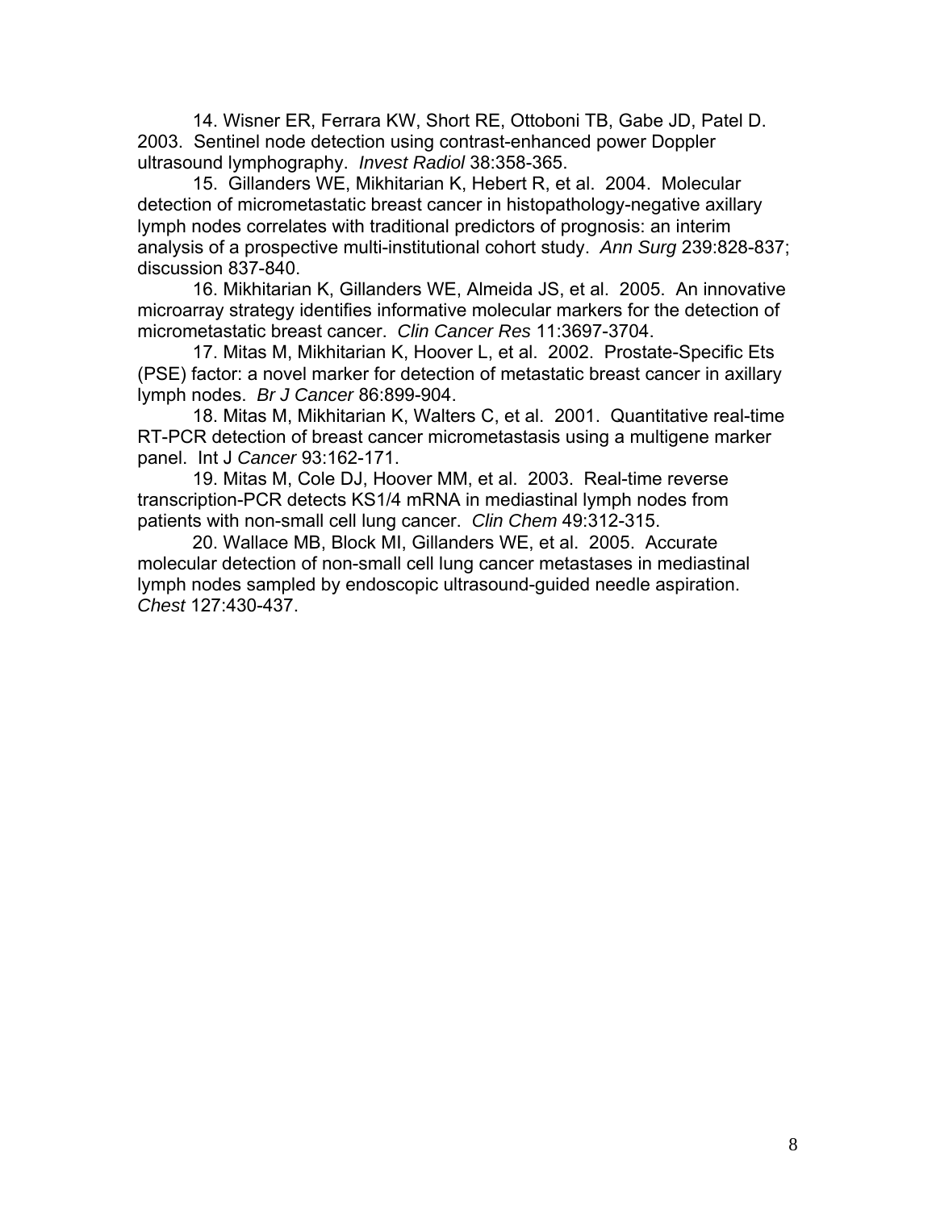14. Wisner ER, Ferrara KW, Short RE, Ottoboni TB, Gabe JD, Patel D. 2003. Sentinel node detection using contrast-enhanced power Doppler ultrasound lymphography. *Invest Radiol* 38:358-365.

15. Gillanders WE, Mikhitarian K, Hebert R, et al. 2004. Molecular detection of micrometastatic breast cancer in histopathology-negative axillary lymph nodes correlates with traditional predictors of prognosis: an interim analysis of a prospective multi-institutional cohort study. *Ann Surg* 239:828-837; discussion 837-840.

16. Mikhitarian K, Gillanders WE, Almeida JS, et al. 2005. An innovative microarray strategy identifies informative molecular markers for the detection of micrometastatic breast cancer. *Clin Cancer Res* 11:3697-3704.

17. Mitas M, Mikhitarian K, Hoover L, et al. 2002. Prostate-Specific Ets (PSE) factor: a novel marker for detection of metastatic breast cancer in axillary lymph nodes. *Br J Cancer* 86:899-904.

18. Mitas M, Mikhitarian K, Walters C, et al. 2001. Quantitative real-time RT-PCR detection of breast cancer micrometastasis using a multigene marker panel. Int J *Cancer* 93:162-171.

19. Mitas M, Cole DJ, Hoover MM, et al. 2003. Real-time reverse transcription-PCR detects KS1/4 mRNA in mediastinal lymph nodes from patients with non-small cell lung cancer. *Clin Chem* 49:312-315.

20. Wallace MB, Block MI, Gillanders WE, et al. 2005. Accurate molecular detection of non-small cell lung cancer metastases in mediastinal lymph nodes sampled by endoscopic ultrasound-guided needle aspiration. *Chest* 127:430-437.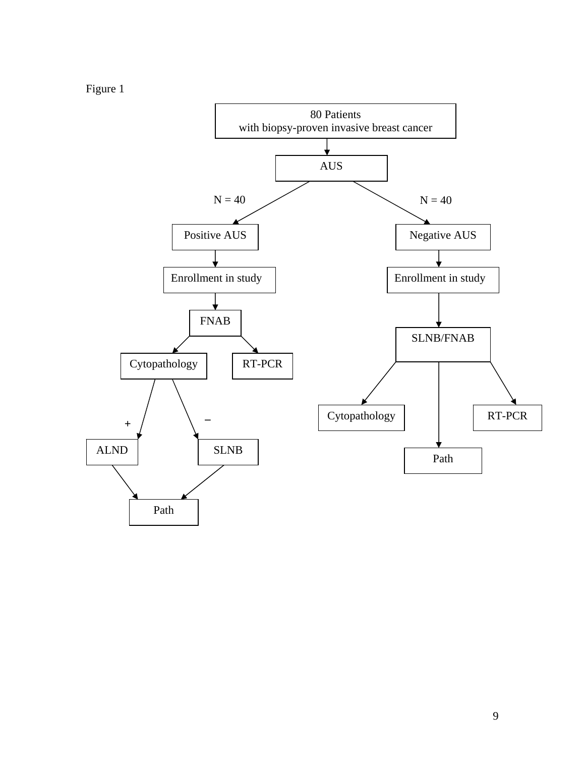Figure 1

80 Patients
with biopsy-proven invasive breast cancer

AUS

N = 40

N = 40

Positive AUS

Negative AUS

Enrollment in study

Enrollment in study

FNAB

SLNB/FNAB

Cytopathology

RT-PCR

Cytopathology

RT-PCR

+

−

ALND

SLNB

Path

Path